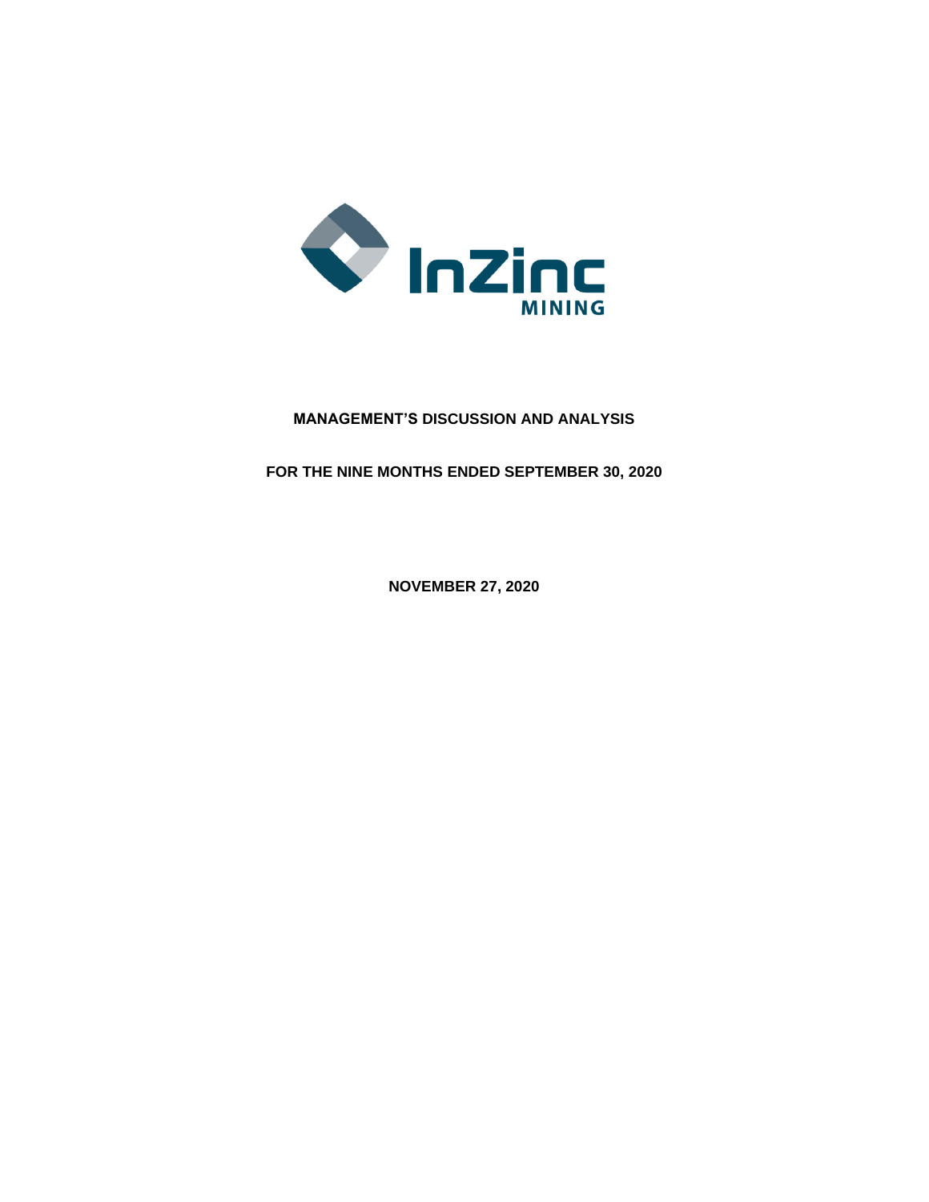InZinc MINING

# MANAGEMENT'S DISCUSSION AND ANALYSIS

## FOR THE NINE MONTHS ENDED SEPTEMBER 30, 2020

**NOVEMBER 27, 2020**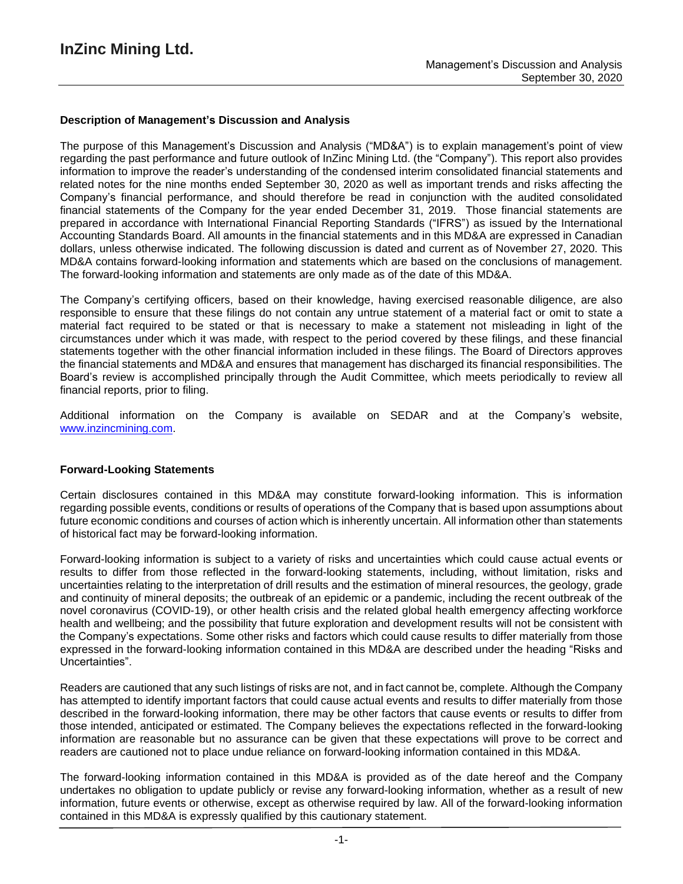### Description of Management's Discussion and Analysis

The purpose of this Management's Discussion and Analysis ("MD&A") is to explain management's point of view regarding the past performance and future outlook of InZinc Mining Ltd. (the "Company"). This report also provides information to improve the reader's understanding of the condensed interim consolidated financial statements and related notes for the nine months ended September 30, 2020 as well as important trends and risks affecting the Company's financial performance, and should therefore be read in conjunction with the audited consolidated financial statements of the Company for the year ended December 31, 2019. Those financial statements are prepared in accordance with International Financial Reporting Standards ("IFRS") as issued by the International Accounting Standards Board. All amounts in the financial statements and in this MD&A are expressed in Canadian dollars, unless otherwise indicated. The following discussion is dated and current as of November 27, 2020. This MD&A contains forward-looking information and statements which are based on the conclusions of management. The forward-looking information and statements are only made as of the date of this MD&A.

The Company's certifying officers, based on their knowledge, having exercised reasonable diligence, are also responsible to ensure that these filings do not contain any untrue statement of a material fact or omit to state a material fact required to be stated or that is necessary to make a statement not misleading in light of the circumstances under which it was made, with respect to the period covered by these filings, and these financial statements together with the other financial information included in these filings. The Board of Directors approves the financial statements and MD&A and ensures that management has discharged its financial responsibilities. The Board's review is accomplished principally through the Audit Committee, which meets periodically to review all financial reports, prior to filing.

Additional information on the Company is available on SEDAR and at the Company's website, www.inzincmining.com.

### Forward-Looking Statements

Certain disclosures contained in this MD&A may constitute forward-looking information. This is information regarding possible events, conditions or results of operations of the Company that is based upon assumptions about future economic conditions and courses of action which is inherently uncertain. All information other than statements of historical fact may be forward-looking information.

Forward-looking information is subject to a variety of risks and uncertainties which could cause actual events or results to differ from those reflected in the forward-looking statements, including, without limitation, risks and uncertainties relating to the interpretation of drill results and the estimation of mineral resources, the geology, grade and continuity of mineral deposits; the outbreak of an epidemic or a pandemic, including the recent outbreak of the novel coronavirus (COVID-19), or other health crisis and the related global health emergency affecting workforce health and wellbeing; and the possibility that future exploration and development results will not be consistent with the Company's expectations. Some other risks and factors which could cause results to differ materially from those expressed in the forward-looking information contained in this MD&A are described under the heading "Risks and Uncertainties".

Readers are cautioned that any such listings of risks are not, and in fact cannot be, complete. Although the Company has attempted to identify important factors that could cause actual events and results to differ materially from those described in the forward-looking information, there may be other factors that cause events or results to differ from those intended, anticipated or estimated. The Company believes the expectations reflected in the forward-looking information are reasonable but no assurance can be given that these expectations will prove to be correct and readers are cautioned not to place undue reliance on forward-looking information contained in this MD&A.

The forward-looking information contained in this MD&A is provided as of the date hereof and the Company undertakes no obligation to update publicly or revise any forward-looking information, whether as a result of new information, future events or otherwise, except as otherwise required by law. All of the forward-looking information contained in this MD&A is expressly qualified by this cautionary statement.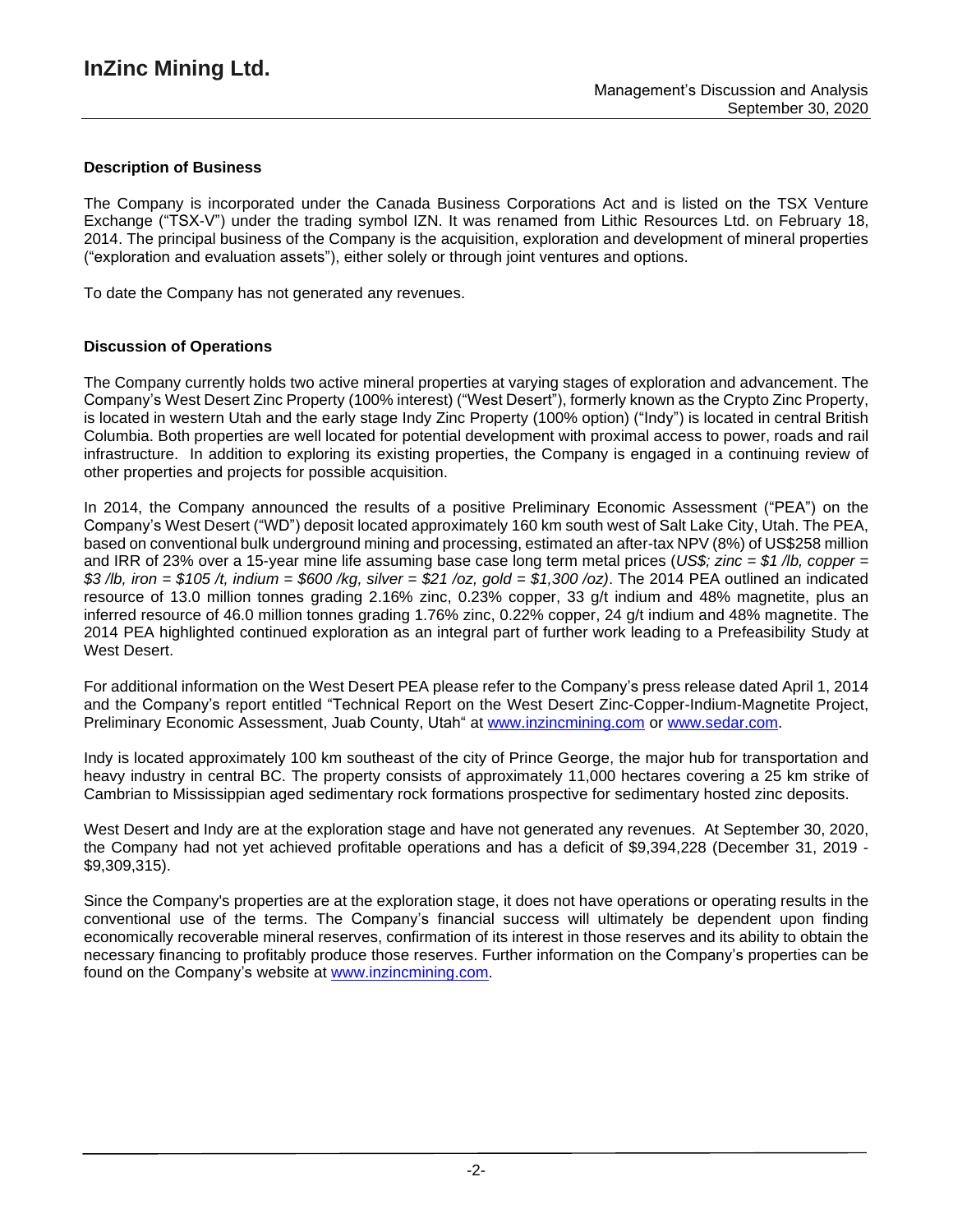## Description of Business

The Company is incorporated under the Canada Business Corporations Act and is listed on the TSX Venture Exchange ("TSX-V") under the trading symbol IZN. It was renamed from Lithic Resources Ltd. on February 18, 2014. The principal business of the Company is the acquisition, exploration and development of mineral properties ("exploration and evaluation assets"), either solely or through joint ventures and options.

To date the Company has not generated any revenues.

## Discussion of Operations

The Company currently holds two active mineral properties at varying stages of exploration and advancement. The Company's West Desert Zinc Property (100% interest) ("West Desert"), formerly known as the Crypto Zinc Property, is located in western Utah and the early stage Indy Zinc Property (100% option) ("Indy") is located in central British Columbia. Both properties are well located for potential development with proximal access to power, roads and rail infrastructure. In addition to exploring its existing properties, the Company is engaged in a continuing review of other properties and projects for possible acquisition.

In 2014, the Company announced the results of a positive Preliminary Economic Assessment ("PEA") on the Company's West Desert ("WD") deposit located approximately 160 km south west of Salt Lake City, Utah. The PEA, based on conventional bulk underground mining and processing, estimated an after-tax NPV (8%) of US$258 million and IRR of 23% over a 15-year mine life assuming base case long term metal prices (*US$; zinc = $1 /lb, copper = $3 /lb, iron = $105 /t, indium = $600 /kg, silver = $21 /oz, gold = $1,300 /oz*). The 2014 PEA outlined an indicated resource of 13.0 million tonnes grading 2.16% zinc, 0.23% copper, 33 g/t indium and 48% magnetite, plus an inferred resource of 46.0 million tonnes grading 1.76% zinc, 0.22% copper, 24 g/t indium and 48% magnetite. The 2014 PEA highlighted continued exploration as an integral part of further work leading to a Prefeasibility Study at West Desert.

For additional information on the West Desert PEA please refer to the Company's press release dated April 1, 2014 and the Company's report entitled "Technical Report on the West Desert Zinc-Copper-Indium-Magnetite Project, Preliminary Economic Assessment, Juab County, Utah" at www.inzincmining.com or www.sedar.com.

Indy is located approximately 100 km southeast of the city of Prince George, the major hub for transportation and heavy industry in central BC. The property consists of approximately 11,000 hectares covering a 25 km strike of Cambrian to Mississippian aged sedimentary rock formations prospective for sedimentary hosted zinc deposits.

West Desert and Indy are at the exploration stage and have not generated any revenues. At September 30, 2020, the Company had not yet achieved profitable operations and has a deficit of $9,394,228 (December 31, 2019 - $9,309,315).

Since the Company's properties are at the exploration stage, it does not have operations or operating results in the conventional use of the terms. The Company's financial success will ultimately be dependent upon finding economically recoverable mineral reserves, confirmation of its interest in those reserves and its ability to obtain the necessary financing to profitably produce those reserves. Further information on the Company's properties can be found on the Company's website at www.inzincmining.com.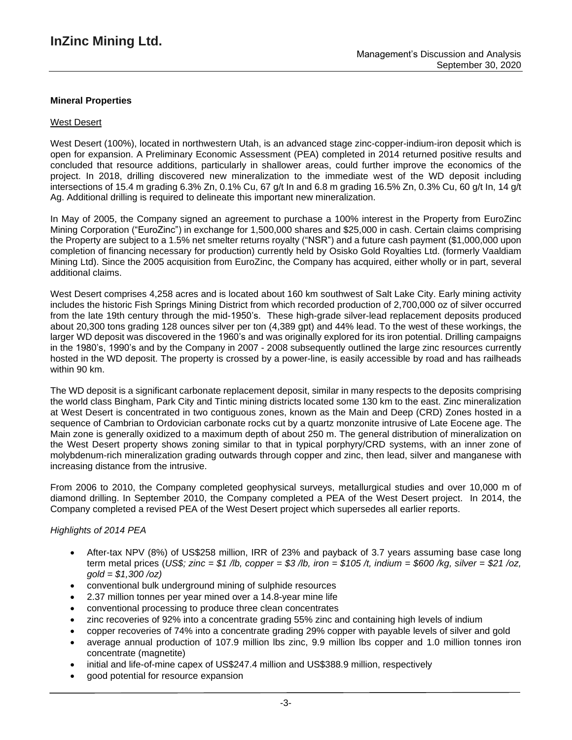## Mineral Properties

### West Desert

West Desert (100%), located in northwestern Utah, is an advanced stage zinc-copper-indium-iron deposit which is open for expansion. A Preliminary Economic Assessment (PEA) completed in 2014 returned positive results and concluded that resource additions, particularly in shallower areas, could further improve the economics of the project. In 2018, drilling discovered new mineralization to the immediate west of the WD deposit including intersections of 15.4 m grading 6.3% Zn, 0.1% Cu, 67 g/t In and 6.8 m grading 16.5% Zn, 0.3% Cu, 60 g/t In, 14 g/t Ag. Additional drilling is required to delineate this important new mineralization.

In May of 2005, the Company signed an agreement to purchase a 100% interest in the Property from EuroZinc Mining Corporation ("EuroZinc") in exchange for 1,500,000 shares and $25,000 in cash. Certain claims comprising the Property are subject to a 1.5% net smelter returns royalty ("NSR") and a future cash payment ($1,000,000 upon completion of financing necessary for production) currently held by Osisko Gold Royalties Ltd. (formerly Vaaldiam Mining Ltd). Since the 2005 acquisition from EuroZinc, the Company has acquired, either wholly or in part, several additional claims.

West Desert comprises 4,258 acres and is located about 160 km southwest of Salt Lake City. Early mining activity includes the historic Fish Springs Mining District from which recorded production of 2,700,000 oz of silver occurred from the late 19th century through the mid-1950's. These high-grade silver-lead replacement deposits produced about 20,300 tons grading 128 ounces silver per ton (4,389 gpt) and 44% lead. To the west of these workings, the larger WD deposit was discovered in the 1960's and was originally explored for its iron potential. Drilling campaigns in the 1980's, 1990's and by the Company in 2007 - 2008 subsequently outlined the large zinc resources currently hosted in the WD deposit. The property is crossed by a power-line, is easily accessible by road and has railheads within 90 km.

The WD deposit is a significant carbonate replacement deposit, similar in many respects to the deposits comprising the world class Bingham, Park City and Tintic mining districts located some 130 km to the east. Zinc mineralization at West Desert is concentrated in two contiguous zones, known as the Main and Deep (CRD) Zones hosted in a sequence of Cambrian to Ordovician carbonate rocks cut by a quartz monzonite intrusive of Late Eocene age. The Main zone is generally oxidized to a maximum depth of about 250 m. The general distribution of mineralization on the West Desert property shows zoning similar to that in typical porphyry/CRD systems, with an inner zone of molybdenum-rich mineralization grading outwards through copper and zinc, then lead, silver and manganese with increasing distance from the intrusive.

From 2006 to 2010, the Company completed geophysical surveys, metallurgical studies and over 10,000 m of diamond drilling. In September 2010, the Company completed a PEA of the West Desert project. In 2014, the Company completed a revised PEA of the West Desert project which supersedes all earlier reports.

*Highlights of 2014 PEA*

- After-tax NPV (8%) of US$258 million, IRR of 23% and payback of 3.7 years assuming base case long term metal prices (*US$; zinc = $1 /lb, copper = $3 /lb, iron = $105 /t, indium = $600 /kg, silver = $21 /oz, gold = $1,300 /oz)*
- conventional bulk underground mining of sulphide resources
- 2.37 million tonnes per year mined over a 14.8-year mine life
- conventional processing to produce three clean concentrates
- zinc recoveries of 92% into a concentrate grading 55% zinc and containing high levels of indium
- copper recoveries of 74% into a concentrate grading 29% copper with payable levels of silver and gold
- average annual production of 107.9 million lbs zinc, 9.9 million lbs copper and 1.0 million tonnes iron concentrate (magnetite)
- initial and life-of-mine capex of US$247.4 million and US$388.9 million, respectively
- good potential for resource expansion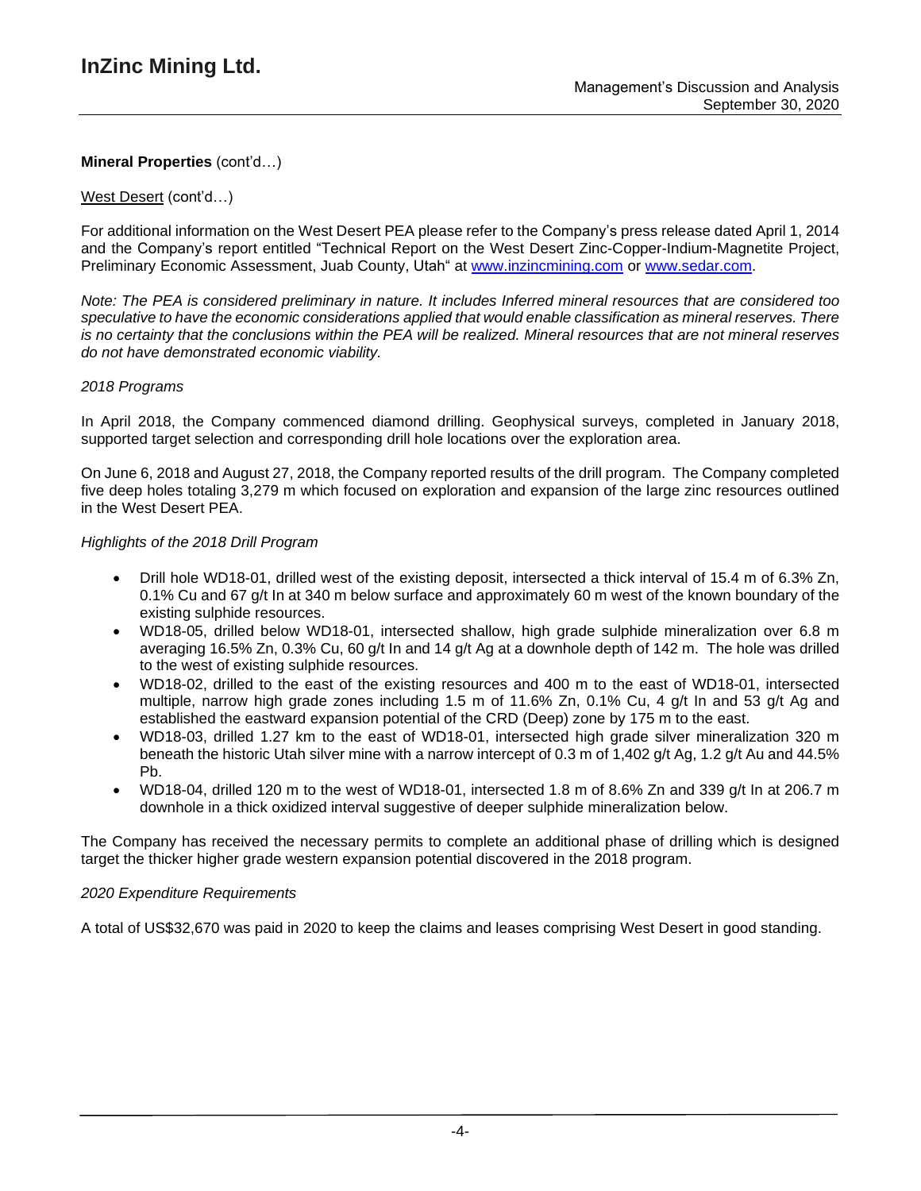**Mineral Properties** (cont'd…)

West Desert (cont'd…)

For additional information on the West Desert PEA please refer to the Company's press release dated April 1, 2014 and the Company's report entitled "Technical Report on the West Desert Zinc-Copper-Indium-Magnetite Project, Preliminary Economic Assessment, Juab County, Utah" at www.inzincmining.com or www.sedar.com.

*Note: The PEA is considered preliminary in nature. It includes Inferred mineral resources that are considered too speculative to have the economic considerations applied that would enable classification as mineral reserves. There is no certainty that the conclusions within the PEA will be realized. Mineral resources that are not mineral reserves do not have demonstrated economic viability.*

*2018 Programs*

In April 2018, the Company commenced diamond drilling. Geophysical surveys, completed in January 2018, supported target selection and corresponding drill hole locations over the exploration area.

On June 6, 2018 and August 27, 2018, the Company reported results of the drill program. The Company completed five deep holes totaling 3,279 m which focused on exploration and expansion of the large zinc resources outlined in the West Desert PEA.

*Highlights of the 2018 Drill Program*

- Drill hole WD18-01, drilled west of the existing deposit, intersected a thick interval of 15.4 m of 6.3% Zn, 0.1% Cu and 67 g/t In at 340 m below surface and approximately 60 m west of the known boundary of the existing sulphide resources.
- WD18-05, drilled below WD18-01, intersected shallow, high grade sulphide mineralization over 6.8 m averaging 16.5% Zn, 0.3% Cu, 60 g/t In and 14 g/t Ag at a downhole depth of 142 m. The hole was drilled to the west of existing sulphide resources.
- WD18-02, drilled to the east of the existing resources and 400 m to the east of WD18-01, intersected multiple, narrow high grade zones including 1.5 m of 11.6% Zn, 0.1% Cu, 4 g/t In and 53 g/t Ag and established the eastward expansion potential of the CRD (Deep) zone by 175 m to the east.
- WD18-03, drilled 1.27 km to the east of WD18-01, intersected high grade silver mineralization 320 m beneath the historic Utah silver mine with a narrow intercept of 0.3 m of 1,402 g/t Ag, 1.2 g/t Au and 44.5% Pb.
- WD18-04, drilled 120 m to the west of WD18-01, intersected 1.8 m of 8.6% Zn and 339 g/t In at 206.7 m downhole in a thick oxidized interval suggestive of deeper sulphide mineralization below.

The Company has received the necessary permits to complete an additional phase of drilling which is designed target the thicker higher grade western expansion potential discovered in the 2018 program.

*2020 Expenditure Requirements*

A total of US$32,670 was paid in 2020 to keep the claims and leases comprising West Desert in good standing.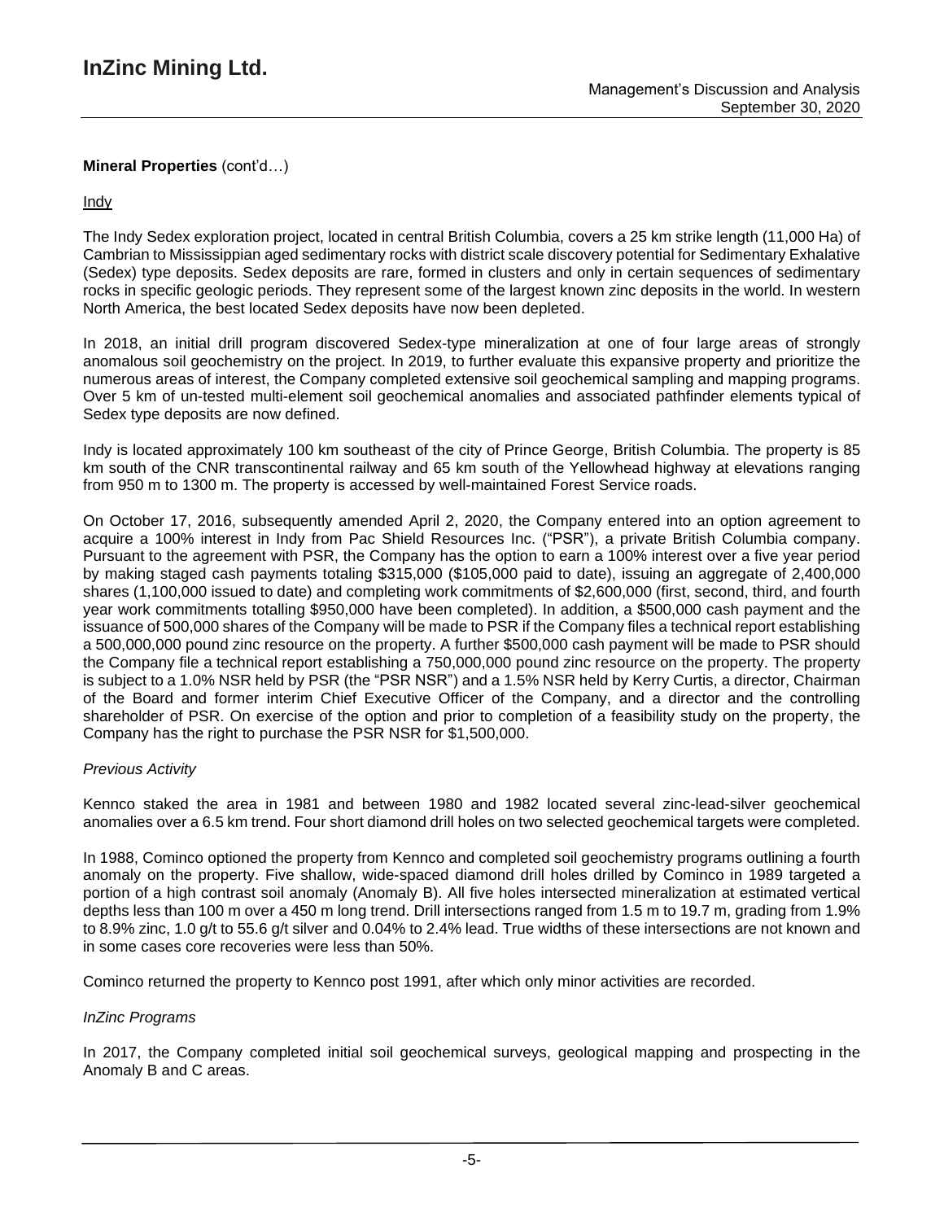**Mineral Properties** (cont'd…)

Indy

The Indy Sedex exploration project, located in central British Columbia, covers a 25 km strike length (11,000 Ha) of Cambrian to Mississippian aged sedimentary rocks with district scale discovery potential for Sedimentary Exhalative (Sedex) type deposits. Sedex deposits are rare, formed in clusters and only in certain sequences of sedimentary rocks in specific geologic periods. They represent some of the largest known zinc deposits in the world. In western North America, the best located Sedex deposits have now been depleted.

In 2018, an initial drill program discovered Sedex-type mineralization at one of four large areas of strongly anomalous soil geochemistry on the project. In 2019, to further evaluate this expansive property and prioritize the numerous areas of interest, the Company completed extensive soil geochemical sampling and mapping programs. Over 5 km of un-tested multi-element soil geochemical anomalies and associated pathfinder elements typical of Sedex type deposits are now defined.

Indy is located approximately 100 km southeast of the city of Prince George, British Columbia. The property is 85 km south of the CNR transcontinental railway and 65 km south of the Yellowhead highway at elevations ranging from 950 m to 1300 m. The property is accessed by well-maintained Forest Service roads.

On October 17, 2016, subsequently amended April 2, 2020, the Company entered into an option agreement to acquire a 100% interest in Indy from Pac Shield Resources Inc. ("PSR"), a private British Columbia company. Pursuant to the agreement with PSR, the Company has the option to earn a 100% interest over a five year period by making staged cash payments totaling $315,000 ($105,000 paid to date), issuing an aggregate of 2,400,000 shares (1,100,000 issued to date) and completing work commitments of $2,600,000 (first, second, third, and fourth year work commitments totalling $950,000 have been completed). In addition, a $500,000 cash payment and the issuance of 500,000 shares of the Company will be made to PSR if the Company files a technical report establishing a 500,000,000 pound zinc resource on the property. A further $500,000 cash payment will be made to PSR should the Company file a technical report establishing a 750,000,000 pound zinc resource on the property. The property is subject to a 1.0% NSR held by PSR (the "PSR NSR") and a 1.5% NSR held by Kerry Curtis, a director, Chairman of the Board and former interim Chief Executive Officer of the Company, and a director and the controlling shareholder of PSR. On exercise of the option and prior to completion of a feasibility study on the property, the Company has the right to purchase the PSR NSR for $1,500,000.

*Previous Activity*

Kennco staked the area in 1981 and between 1980 and 1982 located several zinc-lead-silver geochemical anomalies over a 6.5 km trend. Four short diamond drill holes on two selected geochemical targets were completed.

In 1988, Cominco optioned the property from Kennco and completed soil geochemistry programs outlining a fourth anomaly on the property. Five shallow, wide-spaced diamond drill holes drilled by Cominco in 1989 targeted a portion of a high contrast soil anomaly (Anomaly B). All five holes intersected mineralization at estimated vertical depths less than 100 m over a 450 m long trend. Drill intersections ranged from 1.5 m to 19.7 m, grading from 1.9% to 8.9% zinc, 1.0 g/t to 55.6 g/t silver and 0.04% to 2.4% lead. True widths of these intersections are not known and in some cases core recoveries were less than 50%.

Cominco returned the property to Kennco post 1991, after which only minor activities are recorded.

*InZinc Programs*

In 2017, the Company completed initial soil geochemical surveys, geological mapping and prospecting in the Anomaly B and C areas.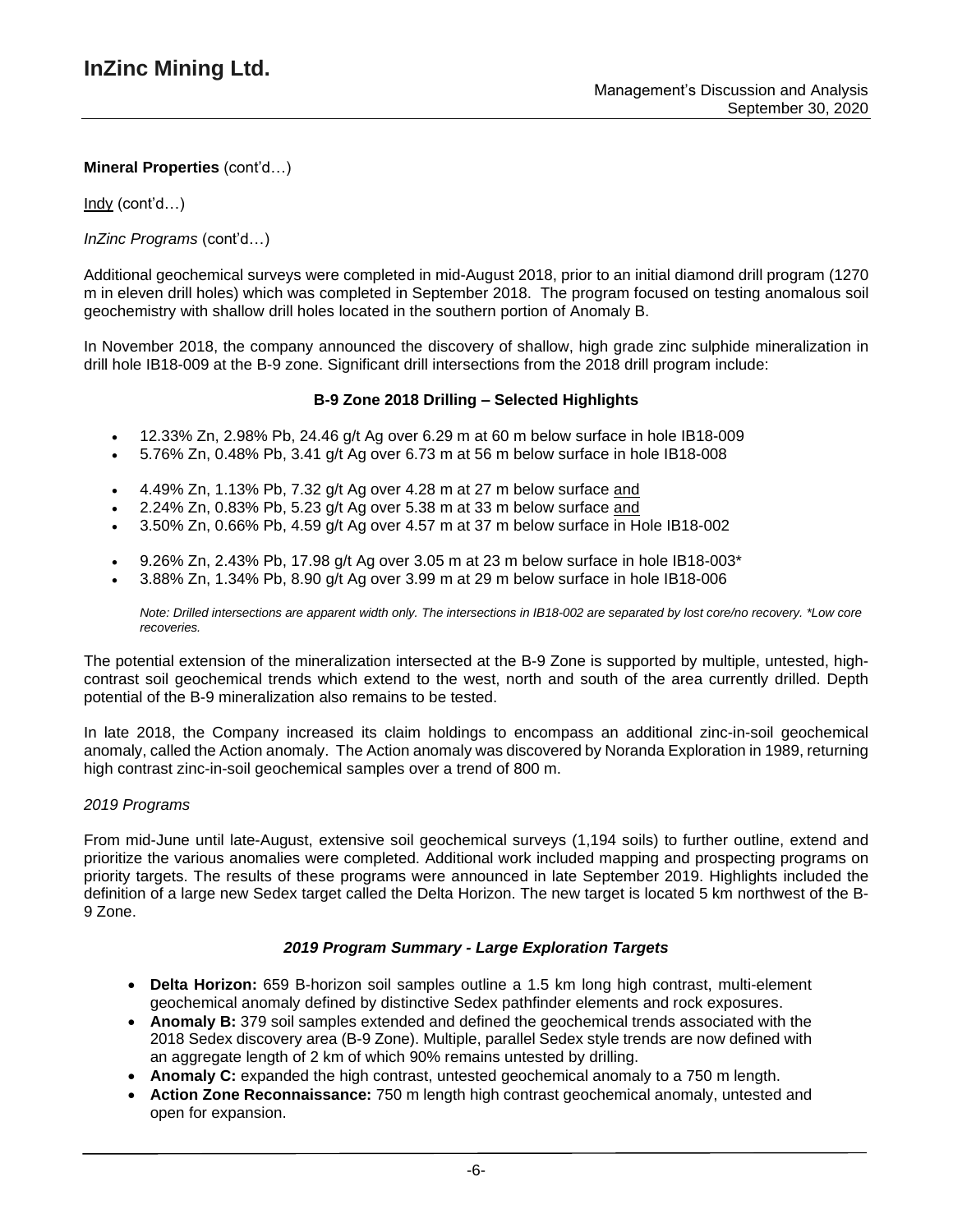**Mineral Properties** (cont'd…)

Indy (cont'd…)

*InZinc Programs* (cont'd…)

Additional geochemical surveys were completed in mid-August 2018, prior to an initial diamond drill program (1270 m in eleven drill holes) which was completed in September 2018. The program focused on testing anomalous soil geochemistry with shallow drill holes located in the southern portion of Anomaly B.

In November 2018, the company announced the discovery of shallow, high grade zinc sulphide mineralization in drill hole IB18-009 at the B-9 zone. Significant drill intersections from the 2018 drill program include:

**B-9 Zone 2018 Drilling – Selected Highlights**

- 12.33% Zn, 2.98% Pb, 24.46 g/t Ag over 6.29 m at 60 m below surface in hole IB18-009
- 5.76% Zn, 0.48% Pb, 3.41 g/t Ag over 6.73 m at 56 m below surface in hole IB18-008

- 4.49% Zn, 1.13% Pb, 7.32 g/t Ag over 4.28 m at 27 m below surface and
- 2.24% Zn, 0.83% Pb, 5.23 g/t Ag over 5.38 m at 33 m below surface and
- 3.50% Zn, 0.66% Pb, 4.59 g/t Ag over 4.57 m at 37 m below surface in Hole IB18-002

- 9.26% Zn, 2.43% Pb, 17.98 g/t Ag over 3.05 m at 23 m below surface in hole IB18-003*
- 3.88% Zn, 1.34% Pb, 8.90 g/t Ag over 3.99 m at 29 m below surface in hole IB18-006

*Note: Drilled intersections are apparent width only. The intersections in IB18-002 are separated by lost core/no recovery. *Low core recoveries.*

The potential extension of the mineralization intersected at the B-9 Zone is supported by multiple, untested, high-contrast soil geochemical trends which extend to the west, north and south of the area currently drilled. Depth potential of the B-9 mineralization also remains to be tested.

In late 2018, the Company increased its claim holdings to encompass an additional zinc-in-soil geochemical anomaly, called the Action anomaly. The Action anomaly was discovered by Noranda Exploration in 1989, returning high contrast zinc-in-soil geochemical samples over a trend of 800 m.

*2019 Programs*

From mid-June until late-August, extensive soil geochemical surveys (1,194 soils) to further outline, extend and prioritize the various anomalies were completed. Additional work included mapping and prospecting programs on priority targets. The results of these programs were announced in late September 2019. Highlights included the definition of a large new Sedex target called the Delta Horizon. The new target is located 5 km northwest of the B-9 Zone.

***2019 Program Summary - Large Exploration Targets***

- **Delta Horizon:** 659 B-horizon soil samples outline a 1.5 km long high contrast, multi-element geochemical anomaly defined by distinctive Sedex pathfinder elements and rock exposures.
- **Anomaly B:** 379 soil samples extended and defined the geochemical trends associated with the 2018 Sedex discovery area (B-9 Zone). Multiple, parallel Sedex style trends are now defined with an aggregate length of 2 km of which 90% remains untested by drilling.
- **Anomaly C:** expanded the high contrast, untested geochemical anomaly to a 750 m length.
- **Action Zone Reconnaissance:** 750 m length high contrast geochemical anomaly, untested and open for expansion.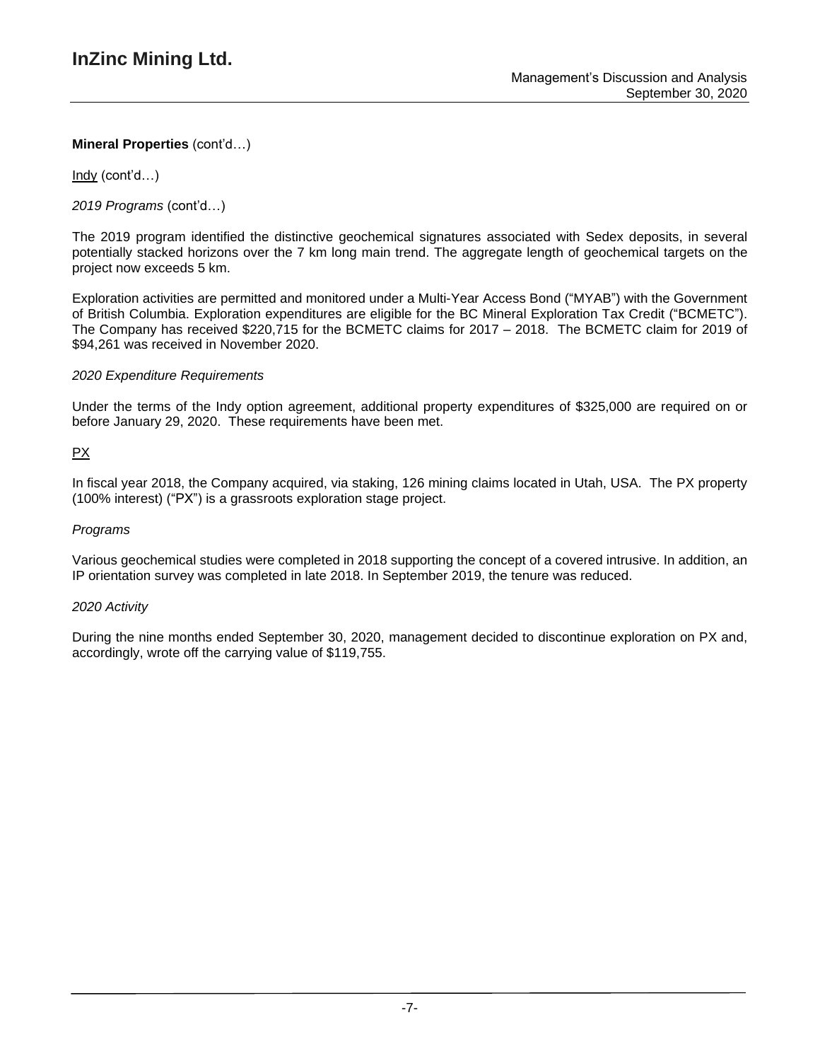**Mineral Properties** (cont'd…)

Indy (cont'd…)

*2019 Programs* (cont'd…)

The 2019 program identified the distinctive geochemical signatures associated with Sedex deposits, in several potentially stacked horizons over the 7 km long main trend. The aggregate length of geochemical targets on the project now exceeds 5 km.

Exploration activities are permitted and monitored under a Multi-Year Access Bond ("MYAB") with the Government of British Columbia. Exploration expenditures are eligible for the BC Mineral Exploration Tax Credit ("BCMETC"). The Company has received $220,715 for the BCMETC claims for 2017 – 2018. The BCMETC claim for 2019 of $94,261 was received in November 2020.

*2020 Expenditure Requirements*

Under the terms of the Indy option agreement, additional property expenditures of $325,000 are required on or before January 29, 2020. These requirements have been met.

PX

In fiscal year 2018, the Company acquired, via staking, 126 mining claims located in Utah, USA. The PX property (100% interest) ("PX") is a grassroots exploration stage project.

*Programs*

Various geochemical studies were completed in 2018 supporting the concept of a covered intrusive. In addition, an IP orientation survey was completed in late 2018. In September 2019, the tenure was reduced.

*2020 Activity*

During the nine months ended September 30, 2020, management decided to discontinue exploration on PX and, accordingly, wrote off the carrying value of $119,755.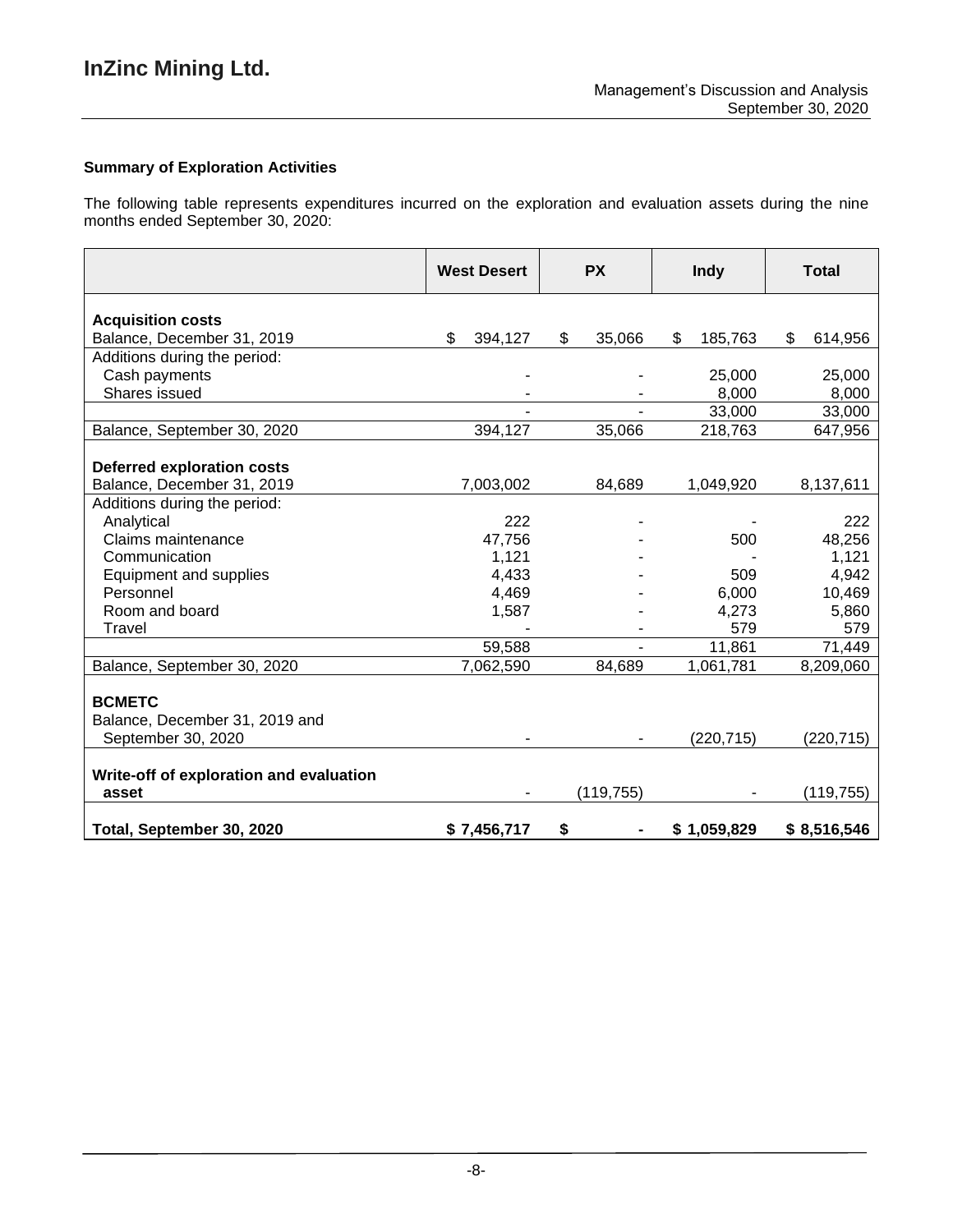### Summary of Exploration Activities

The following table represents expenditures incurred on the exploration and evaluation assets during the nine months ended September 30, 2020:

| | West Desert | PX | Indy | Total |
|---|---|---|---|---|
| **Acquisition costs** | | | | |
| Balance, December 31, 2019 | $ 394,127 | $ 35,066 | $ 185,763 | $ 614,956 |
| Additions during the period: | | | | |
| Cash payments | - | - | 25,000 | 25,000 |
| Shares issued | - | - | 8,000 | 8,000 |
| | - | - | 33,000 | 33,000 |
| Balance, September 30, 2020 | 394,127 | 35,066 | 218,763 | 647,956 |
| **Deferred exploration costs** | | | | |
| Balance, December 31, 2019 | 7,003,002 | 84,689 | 1,049,920 | 8,137,611 |
| Additions during the period: | | | | |
| Analytical | 222 | - | - | 222 |
| Claims maintenance | 47,756 | - | 500 | 48,256 |
| Communication | 1,121 | - | - | 1,121 |
| Equipment and supplies | 4,433 | - | 509 | 4,942 |
| Personnel | 4,469 | - | 6,000 | 10,469 |
| Room and board | 1,587 | - | 4,273 | 5,860 |
| Travel | - | - | 579 | 579 |
| | 59,588 | - | 11,861 | 71,449 |
| Balance, September 30, 2020 | 7,062,590 | 84,689 | 1,061,781 | 8,209,060 |
| **BCMETC** | | | | |
| Balance, December 31, 2019 and September 30, 2020 | - | - | (220,715) | (220,715) |
| **Write-off of exploration and evaluation asset** | - | (119,755) | - | (119,755) |
| **Total, September 30, 2020** | **$ 7,456,717** | **$ -** | **$ 1,059,829** | **$ 8,516,546** |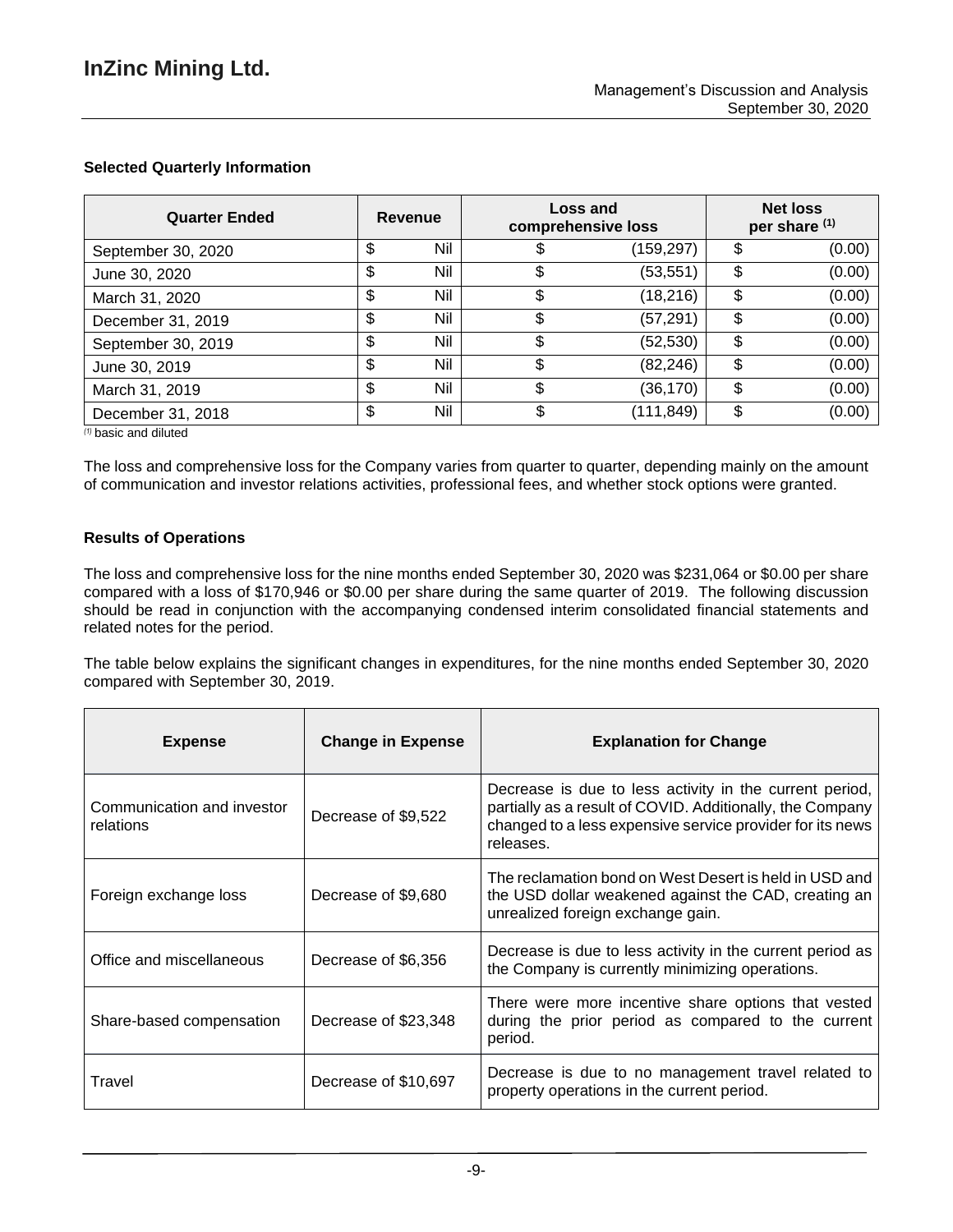### Selected Quarterly Information

| Quarter Ended | Revenue | Loss and comprehensive loss | Net loss per share (1) |
|---|---|---|---|
| September 30, 2020 | $ Nil | $ (159,297) | $ (0.00) |
| June 30, 2020 | $ Nil | $ (53,551) | $ (0.00) |
| March 31, 2020 | $ Nil | $ (18,216) | $ (0.00) |
| December 31, 2019 | $ Nil | $ (57,291) | $ (0.00) |
| September 30, 2019 | $ Nil | $ (52,530) | $ (0.00) |
| June 30, 2019 | $ Nil | $ (82,246) | $ (0.00) |
| March 31, 2019 | $ Nil | $ (36,170) | $ (0.00) |
| December 31, 2018 | $ Nil | $ (111,849) | $ (0.00) |

(1) basic and diluted

The loss and comprehensive loss for the Company varies from quarter to quarter, depending mainly on the amount of communication and investor relations activities, professional fees, and whether stock options were granted.

### Results of Operations

The loss and comprehensive loss for the nine months ended September 30, 2020 was $231,064 or $0.00 per share compared with a loss of $170,946 or $0.00 per share during the same quarter of 2019. The following discussion should be read in conjunction with the accompanying condensed interim consolidated financial statements and related notes for the period.

The table below explains the significant changes in expenditures, for the nine months ended September 30, 2020 compared with September 30, 2019.

| Expense | Change in Expense | Explanation for Change |
|---|---|---|
| Communication and investor relations | Decrease of $9,522 | Decrease is due to less activity in the current period, partially as a result of COVID. Additionally, the Company changed to a less expensive service provider for its news releases. |
| Foreign exchange loss | Decrease of $9,680 | The reclamation bond on West Desert is held in USD and the USD dollar weakened against the CAD, creating an unrealized foreign exchange gain. |
| Office and miscellaneous | Decrease of $6,356 | Decrease is due to less activity in the current period as the Company is currently minimizing operations. |
| Share-based compensation | Decrease of $23,348 | There were more incentive share options that vested during the prior period as compared to the current period. |
| Travel | Decrease of $10,697 | Decrease is due to no management travel related to property operations in the current period. |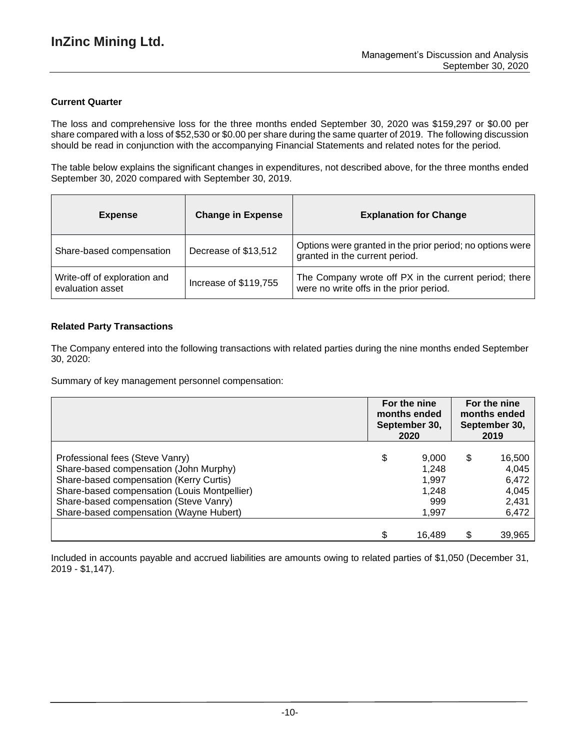### Current Quarter

The loss and comprehensive loss for the three months ended September 30, 2020 was $159,297 or $0.00 per share compared with a loss of $52,530 or $0.00 per share during the same quarter of 2019. The following discussion should be read in conjunction with the accompanying Financial Statements and related notes for the period.

The table below explains the significant changes in expenditures, not described above, for the three months ended September 30, 2020 compared with September 30, 2019.

| Expense | Change in Expense | Explanation for Change |
|---|---|---|
| Share-based compensation | Decrease of $13,512 | Options were granted in the prior period; no options were granted in the current period. |
| Write-off of exploration and evaluation asset | Increase of $119,755 | The Company wrote off PX in the current period; there were no write offs in the prior period. |

### Related Party Transactions

The Company entered into the following transactions with related parties during the nine months ended September 30, 2020:

Summary of key management personnel compensation:

| | For the nine months ended September 30, 2020 | For the nine months ended September 30, 2019 |
|---|---|---|
| Professional fees (Steve Vanry) | $ 9,000 | $ 16,500 |
| Share-based compensation (John Murphy) | 1,248 | 4,045 |
| Share-based compensation (Kerry Curtis) | 1,997 | 6,472 |
| Share-based compensation (Louis Montpellier) | 1,248 | 4,045 |
| Share-based compensation (Steve Vanry) | 999 | 2,431 |
| Share-based compensation (Wayne Hubert) | 1,997 | 6,472 |
| | $ 16,489 | $ 39,965 |

Included in accounts payable and accrued liabilities are amounts owing to related parties of $1,050 (December 31, 2019 - $1,147).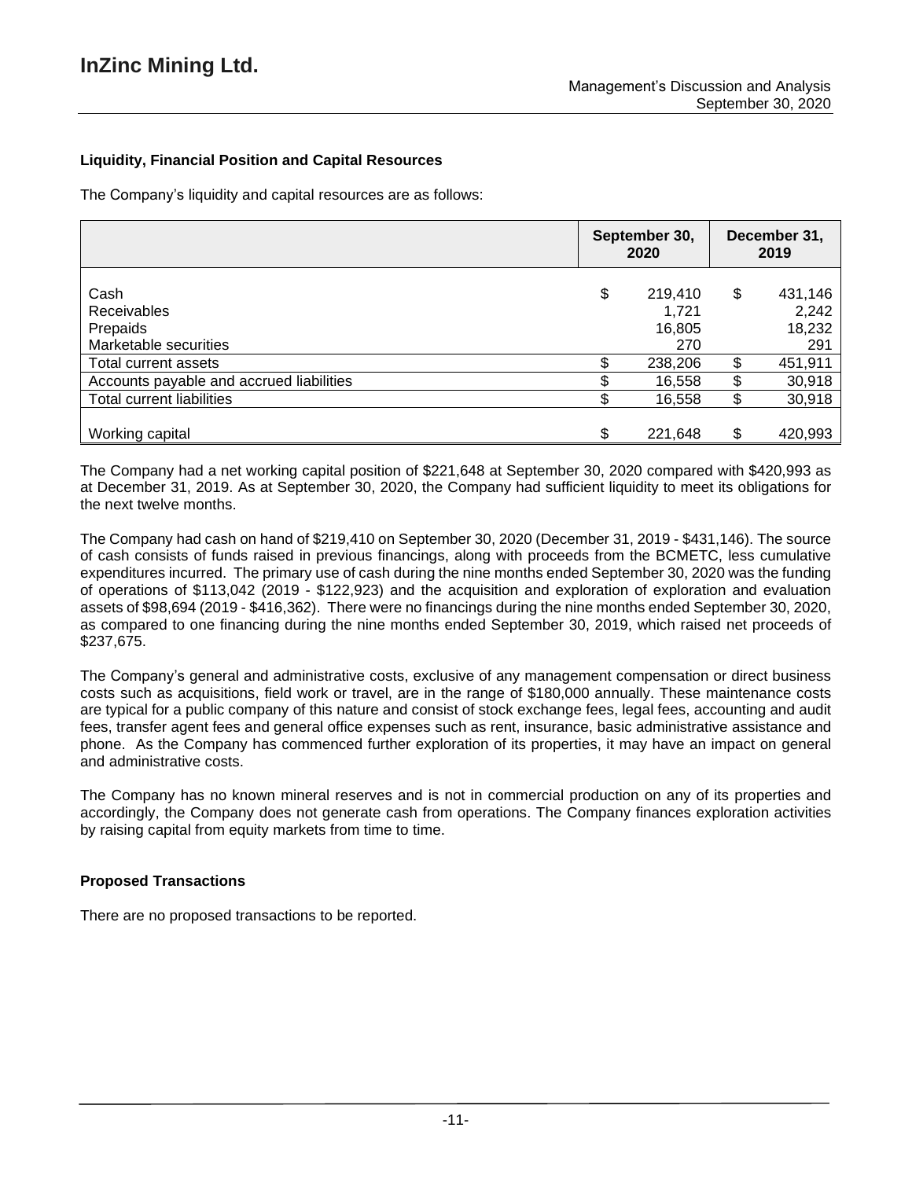### Liquidity, Financial Position and Capital Resources

The Company's liquidity and capital resources are as follows:

| | September 30, 2020 | December 31, 2019 |
|---|---|---|
| Cash | $ 219,410 | $ 431,146 |
| Receivables | 1,721 | 2,242 |
| Prepaids | 16,805 | 18,232 |
| Marketable securities | 270 | 291 |
| Total current assets | $ 238,206 | $ 451,911 |
| Accounts payable and accrued liabilities | $ 16,558 | $ 30,918 |
| Total current liabilities | $ 16,558 | $ 30,918 |
| Working capital | $ 221,648 | $ 420,993 |

The Company had a net working capital position of $221,648 at September 30, 2020 compared with $420,993 as at December 31, 2019. As at September 30, 2020, the Company had sufficient liquidity to meet its obligations for the next twelve months.

The Company had cash on hand of $219,410 on September 30, 2020 (December 31, 2019 - $431,146). The source of cash consists of funds raised in previous financings, along with proceeds from the BCMETC, less cumulative expenditures incurred. The primary use of cash during the nine months ended September 30, 2020 was the funding of operations of $113,042 (2019 - $122,923) and the acquisition and exploration of exploration and evaluation assets of $98,694 (2019 - $416,362). There were no financings during the nine months ended September 30, 2020, as compared to one financing during the nine months ended September 30, 2019, which raised net proceeds of $237,675.

The Company's general and administrative costs, exclusive of any management compensation or direct business costs such as acquisitions, field work or travel, are in the range of $180,000 annually. These maintenance costs are typical for a public company of this nature and consist of stock exchange fees, legal fees, accounting and audit fees, transfer agent fees and general office expenses such as rent, insurance, basic administrative assistance and phone. As the Company has commenced further exploration of its properties, it may have an impact on general and administrative costs.

The Company has no known mineral reserves and is not in commercial production on any of its properties and accordingly, the Company does not generate cash from operations. The Company finances exploration activities by raising capital from equity markets from time to time.

### Proposed Transactions

There are no proposed transactions to be reported.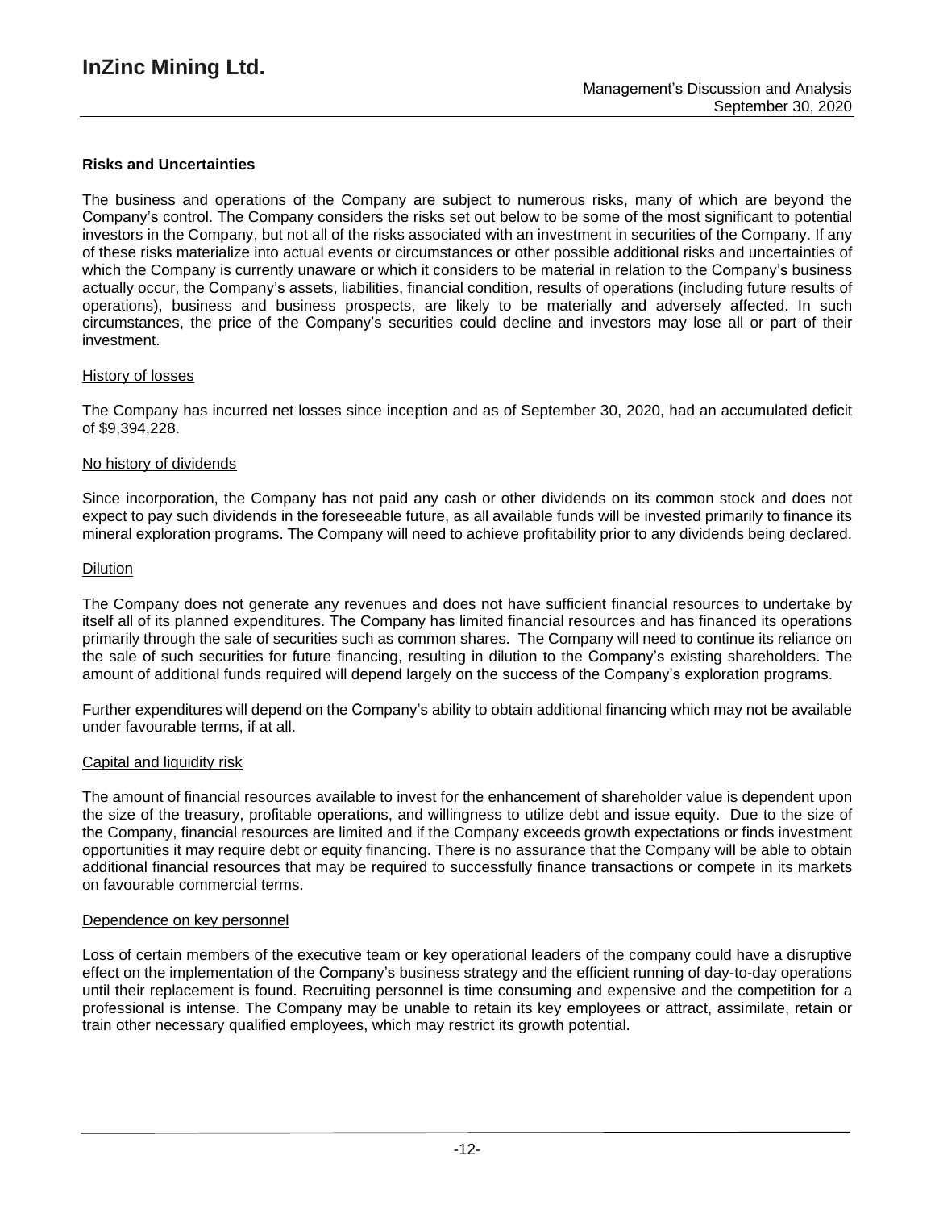### Risks and Uncertainties

The business and operations of the Company are subject to numerous risks, many of which are beyond the Company's control. The Company considers the risks set out below to be some of the most significant to potential investors in the Company, but not all of the risks associated with an investment in securities of the Company. If any of these risks materialize into actual events or circumstances or other possible additional risks and uncertainties of which the Company is currently unaware or which it considers to be material in relation to the Company's business actually occur, the Company's assets, liabilities, financial condition, results of operations (including future results of operations), business and business prospects, are likely to be materially and adversely affected. In such circumstances, the price of the Company's securities could decline and investors may lose all or part of their investment.

#### History of losses

The Company has incurred net losses since inception and as of September 30, 2020, had an accumulated deficit of $9,394,228.

#### No history of dividends

Since incorporation, the Company has not paid any cash or other dividends on its common stock and does not expect to pay such dividends in the foreseeable future, as all available funds will be invested primarily to finance its mineral exploration programs. The Company will need to achieve profitability prior to any dividends being declared.

#### Dilution

The Company does not generate any revenues and does not have sufficient financial resources to undertake by itself all of its planned expenditures. The Company has limited financial resources and has financed its operations primarily through the sale of securities such as common shares. The Company will need to continue its reliance on the sale of such securities for future financing, resulting in dilution to the Company's existing shareholders. The amount of additional funds required will depend largely on the success of the Company's exploration programs.

Further expenditures will depend on the Company's ability to obtain additional financing which may not be available under favourable terms, if at all.

#### Capital and liquidity risk

The amount of financial resources available to invest for the enhancement of shareholder value is dependent upon the size of the treasury, profitable operations, and willingness to utilize debt and issue equity. Due to the size of the Company, financial resources are limited and if the Company exceeds growth expectations or finds investment opportunities it may require debt or equity financing. There is no assurance that the Company will be able to obtain additional financial resources that may be required to successfully finance transactions or compete in its markets on favourable commercial terms.

#### Dependence on key personnel

Loss of certain members of the executive team or key operational leaders of the company could have a disruptive effect on the implementation of the Company's business strategy and the efficient running of day-to-day operations until their replacement is found. Recruiting personnel is time consuming and expensive and the competition for a professional is intense. The Company may be unable to retain its key employees or attract, assimilate, retain or train other necessary qualified employees, which may restrict its growth potential.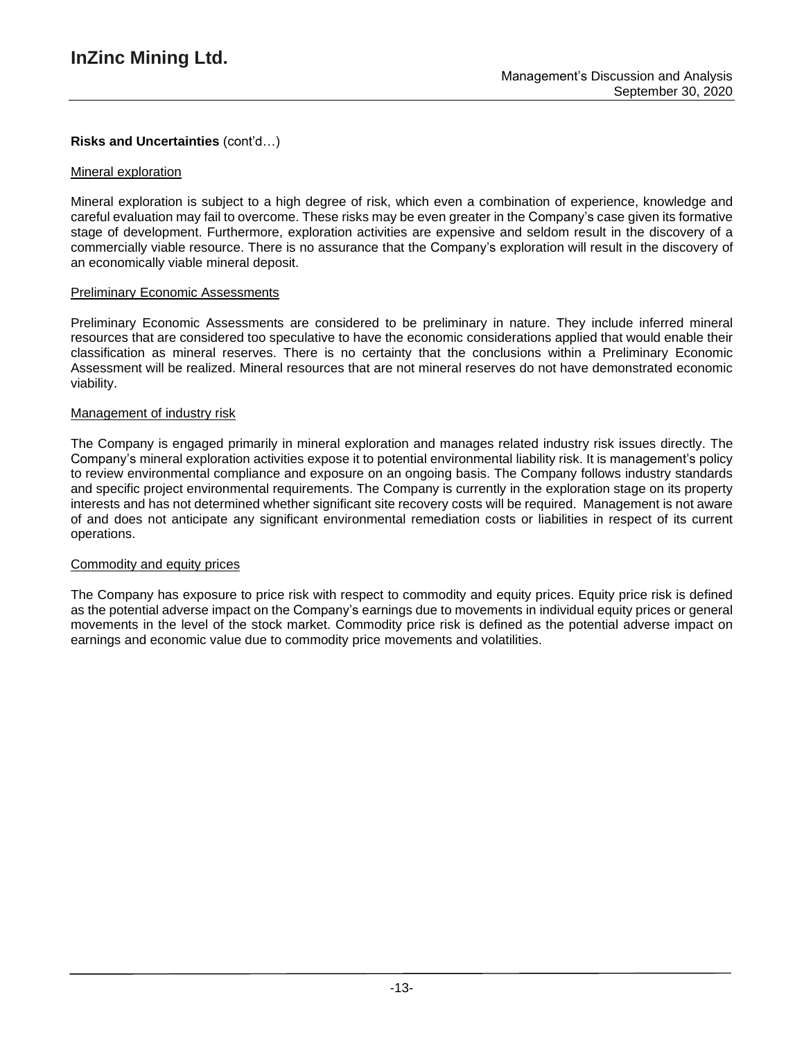**Risks and Uncertainties** (cont'd…)

Mineral exploration

Mineral exploration is subject to a high degree of risk, which even a combination of experience, knowledge and careful evaluation may fail to overcome. These risks may be even greater in the Company's case given its formative stage of development. Furthermore, exploration activities are expensive and seldom result in the discovery of a commercially viable resource. There is no assurance that the Company's exploration will result in the discovery of an economically viable mineral deposit.

Preliminary Economic Assessments

Preliminary Economic Assessments are considered to be preliminary in nature. They include inferred mineral resources that are considered too speculative to have the economic considerations applied that would enable their classification as mineral reserves. There is no certainty that the conclusions within a Preliminary Economic Assessment will be realized. Mineral resources that are not mineral reserves do not have demonstrated economic viability.

Management of industry risk

The Company is engaged primarily in mineral exploration and manages related industry risk issues directly. The Company's mineral exploration activities expose it to potential environmental liability risk. It is management's policy to review environmental compliance and exposure on an ongoing basis. The Company follows industry standards and specific project environmental requirements. The Company is currently in the exploration stage on its property interests and has not determined whether significant site recovery costs will be required. Management is not aware of and does not anticipate any significant environmental remediation costs or liabilities in respect of its current operations.

Commodity and equity prices

The Company has exposure to price risk with respect to commodity and equity prices. Equity price risk is defined as the potential adverse impact on the Company's earnings due to movements in individual equity prices or general movements in the level of the stock market. Commodity price risk is defined as the potential adverse impact on earnings and economic value due to commodity price movements and volatilities.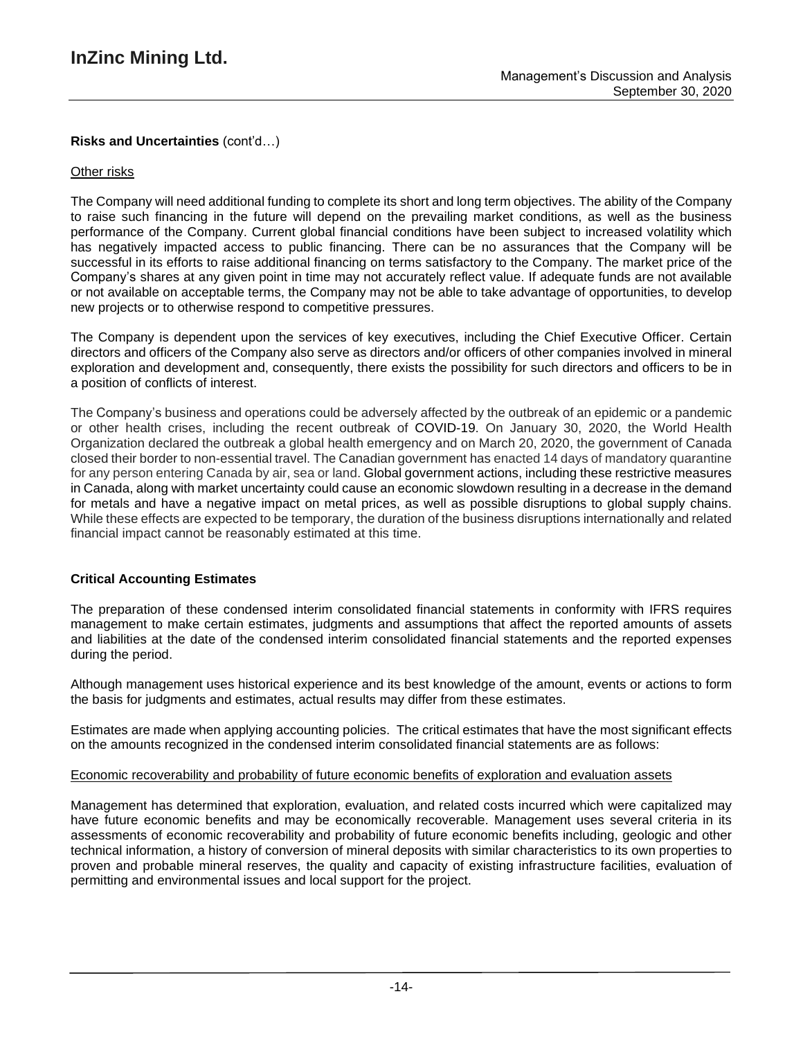**Risks and Uncertainties** (cont'd…)

Other risks

The Company will need additional funding to complete its short and long term objectives. The ability of the Company to raise such financing in the future will depend on the prevailing market conditions, as well as the business performance of the Company. Current global financial conditions have been subject to increased volatility which has negatively impacted access to public financing. There can be no assurances that the Company will be successful in its efforts to raise additional financing on terms satisfactory to the Company. The market price of the Company's shares at any given point in time may not accurately reflect value. If adequate funds are not available or not available on acceptable terms, the Company may not be able to take advantage of opportunities, to develop new projects or to otherwise respond to competitive pressures.

The Company is dependent upon the services of key executives, including the Chief Executive Officer. Certain directors and officers of the Company also serve as directors and/or officers of other companies involved in mineral exploration and development and, consequently, there exists the possibility for such directors and officers to be in a position of conflicts of interest.

The Company's business and operations could be adversely affected by the outbreak of an epidemic or a pandemic or other health crises, including the recent outbreak of COVID-19. On January 30, 2020, the World Health Organization declared the outbreak a global health emergency and on March 20, 2020, the government of Canada closed their border to non-essential travel. The Canadian government has enacted 14 days of mandatory quarantine for any person entering Canada by air, sea or land. Global government actions, including these restrictive measures in Canada, along with market uncertainty could cause an economic slowdown resulting in a decrease in the demand for metals and have a negative impact on metal prices, as well as possible disruptions to global supply chains. While these effects are expected to be temporary, the duration of the business disruptions internationally and related financial impact cannot be reasonably estimated at this time.

## Critical Accounting Estimates

The preparation of these condensed interim consolidated financial statements in conformity with IFRS requires management to make certain estimates, judgments and assumptions that affect the reported amounts of assets and liabilities at the date of the condensed interim consolidated financial statements and the reported expenses during the period.

Although management uses historical experience and its best knowledge of the amount, events or actions to form the basis for judgments and estimates, actual results may differ from these estimates.

Estimates are made when applying accounting policies. The critical estimates that have the most significant effects on the amounts recognized in the condensed interim consolidated financial statements are as follows:

Economic recoverability and probability of future economic benefits of exploration and evaluation assets

Management has determined that exploration, evaluation, and related costs incurred which were capitalized may have future economic benefits and may be economically recoverable. Management uses several criteria in its assessments of economic recoverability and probability of future economic benefits including, geologic and other technical information, a history of conversion of mineral deposits with similar characteristics to its own properties to proven and probable mineral reserves, the quality and capacity of existing infrastructure facilities, evaluation of permitting and environmental issues and local support for the project.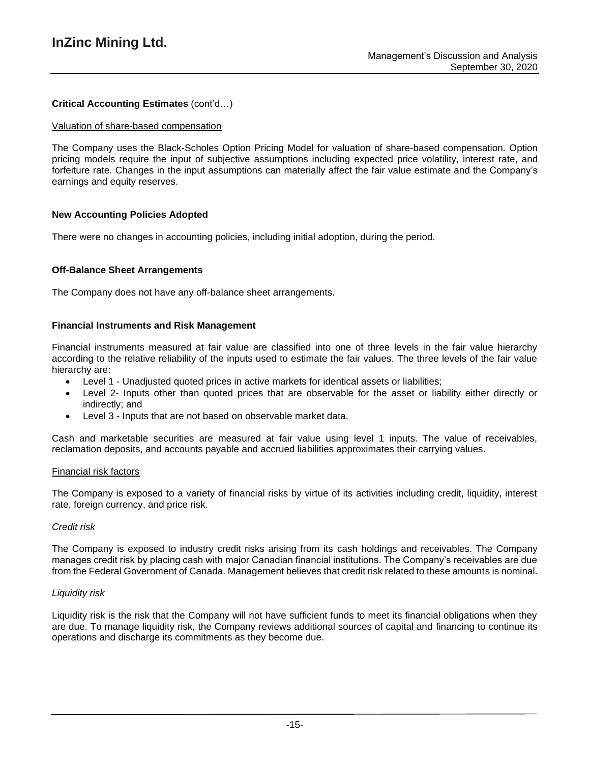**Critical Accounting Estimates** (cont'd…)

Valuation of share-based compensation

The Company uses the Black-Scholes Option Pricing Model for valuation of share-based compensation. Option pricing models require the input of subjective assumptions including expected price volatility, interest rate, and forfeiture rate. Changes in the input assumptions can materially affect the fair value estimate and the Company's earnings and equity reserves.

**New Accounting Policies Adopted**

There were no changes in accounting policies, including initial adoption, during the period.

**Off-Balance Sheet Arrangements**

The Company does not have any off-balance sheet arrangements.

**Financial Instruments and Risk Management**

Financial instruments measured at fair value are classified into one of three levels in the fair value hierarchy according to the relative reliability of the inputs used to estimate the fair values. The three levels of the fair value hierarchy are:

- Level 1 - Unadjusted quoted prices in active markets for identical assets or liabilities;
- Level 2- Inputs other than quoted prices that are observable for the asset or liability either directly or indirectly; and
- Level 3 - Inputs that are not based on observable market data.

Cash and marketable securities are measured at fair value using level 1 inputs. The value of receivables, reclamation deposits, and accounts payable and accrued liabilities approximates their carrying values.

Financial risk factors

The Company is exposed to a variety of financial risks by virtue of its activities including credit, liquidity, interest rate, foreign currency, and price risk.

*Credit risk*

The Company is exposed to industry credit risks arising from its cash holdings and receivables. The Company manages credit risk by placing cash with major Canadian financial institutions. The Company's receivables are due from the Federal Government of Canada. Management believes that credit risk related to these amounts is nominal.

*Liquidity risk*

Liquidity risk is the risk that the Company will not have sufficient funds to meet its financial obligations when they are due. To manage liquidity risk, the Company reviews additional sources of capital and financing to continue its operations and discharge its commitments as they become due.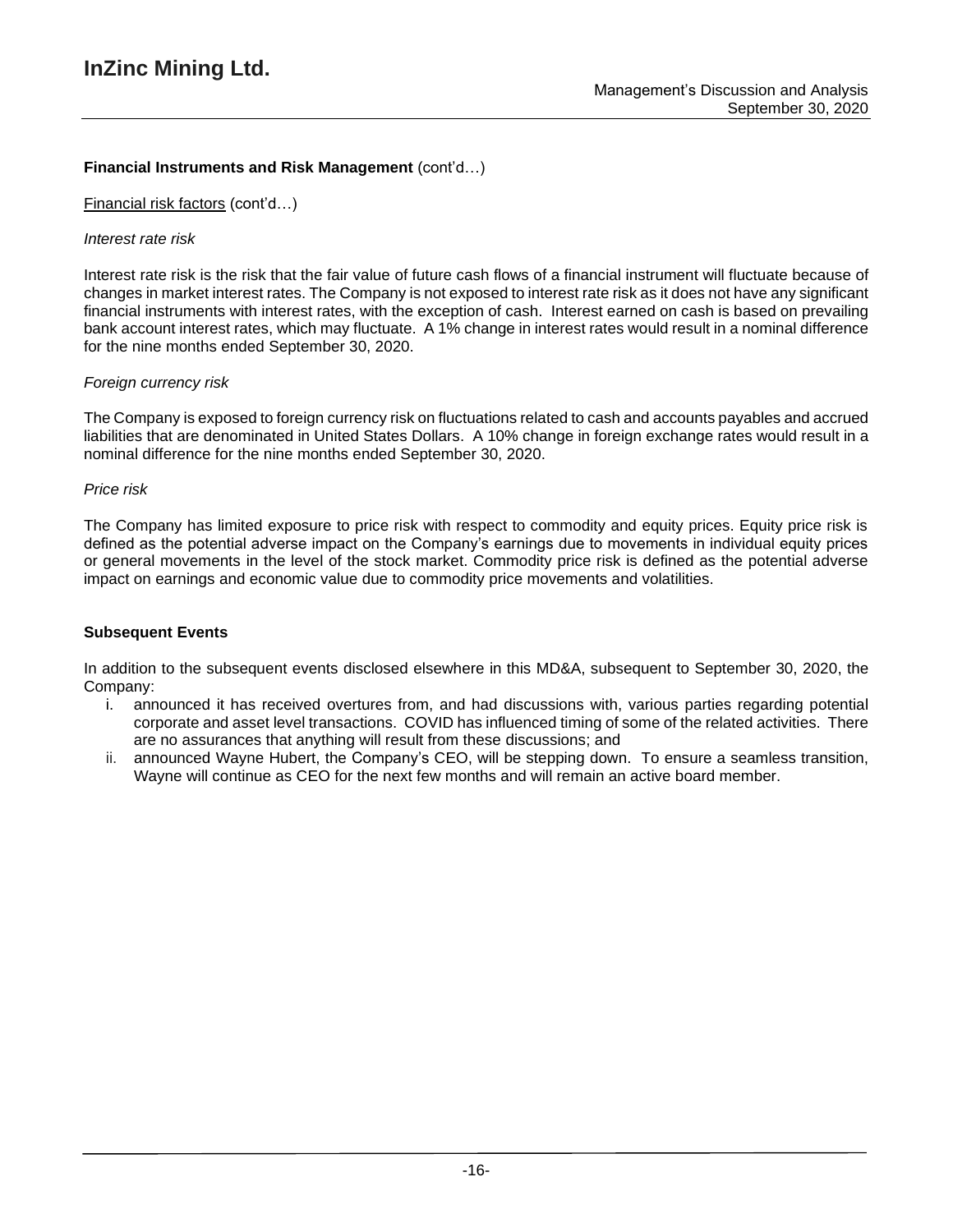### **Financial Instruments and Risk Management** (cont'd…)

Financial risk factors (cont'd…)

*Interest rate risk*

Interest rate risk is the risk that the fair value of future cash flows of a financial instrument will fluctuate because of changes in market interest rates. The Company is not exposed to interest rate risk as it does not have any significant financial instruments with interest rates, with the exception of cash. Interest earned on cash is based on prevailing bank account interest rates, which may fluctuate. A 1% change in interest rates would result in a nominal difference for the nine months ended September 30, 2020.

*Foreign currency risk*

The Company is exposed to foreign currency risk on fluctuations related to cash and accounts payables and accrued liabilities that are denominated in United States Dollars. A 10% change in foreign exchange rates would result in a nominal difference for the nine months ended September 30, 2020.

*Price risk*

The Company has limited exposure to price risk with respect to commodity and equity prices. Equity price risk is defined as the potential adverse impact on the Company's earnings due to movements in individual equity prices or general movements in the level of the stock market. Commodity price risk is defined as the potential adverse impact on earnings and economic value due to commodity price movements and volatilities.

### **Subsequent Events**

In addition to the subsequent events disclosed elsewhere in this MD&A, subsequent to September 30, 2020, the Company:

i. announced it has received overtures from, and had discussions with, various parties regarding potential corporate and asset level transactions. COVID has influenced timing of some of the related activities. There are no assurances that anything will result from these discussions; and
ii. announced Wayne Hubert, the Company's CEO, will be stepping down. To ensure a seamless transition, Wayne will continue as CEO for the next few months and will remain an active board member.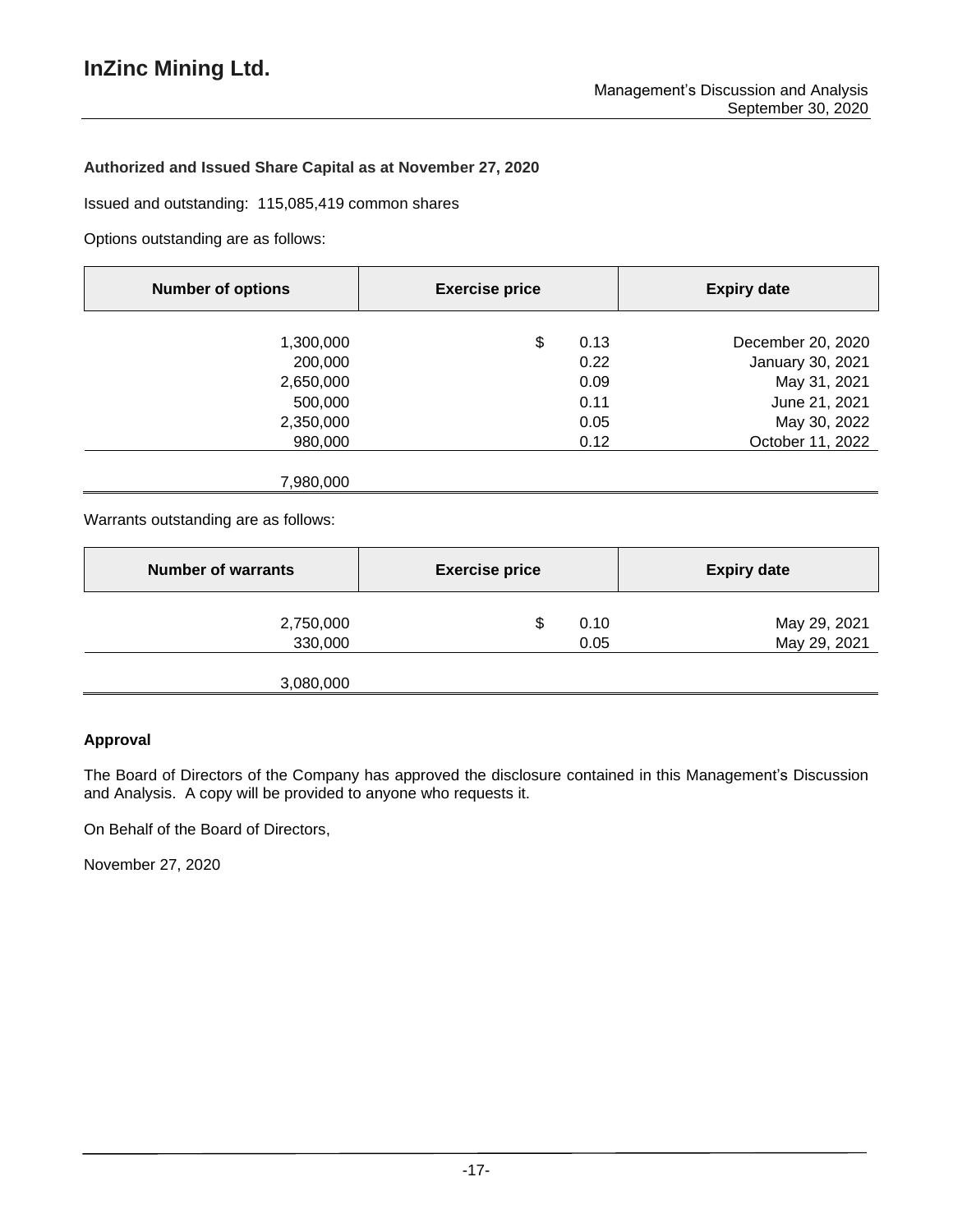**Authorized and Issued Share Capital as at November 27, 2020**

Issued and outstanding: 115,085,419 common shares

Options outstanding are as follows:

| Number of options | Exercise price | Expiry date |
|---:|---:|---:|
| 1,300,000 | $ 0.13 | December 20, 2020 |
| 200,000 | 0.22 | January 30, 2021 |
| 2,650,000 | 0.09 | May 31, 2021 |
| 500,000 | 0.11 | June 21, 2021 |
| 2,350,000 | 0.05 | May 30, 2022 |
| 980,000 | 0.12 | October 11, 2022 |
| 7,980,000 | | |

Warrants outstanding are as follows:

| Number of warrants | Exercise price | Expiry date |
|---:|---:|---:|
| 2,750,000 | $ 0.10 | May 29, 2021 |
| 330,000 | 0.05 | May 29, 2021 |
| 3,080,000 | | |

**Approval**

The Board of Directors of the Company has approved the disclosure contained in this Management's Discussion and Analysis. A copy will be provided to anyone who requests it.

On Behalf of the Board of Directors,

November 27, 2020